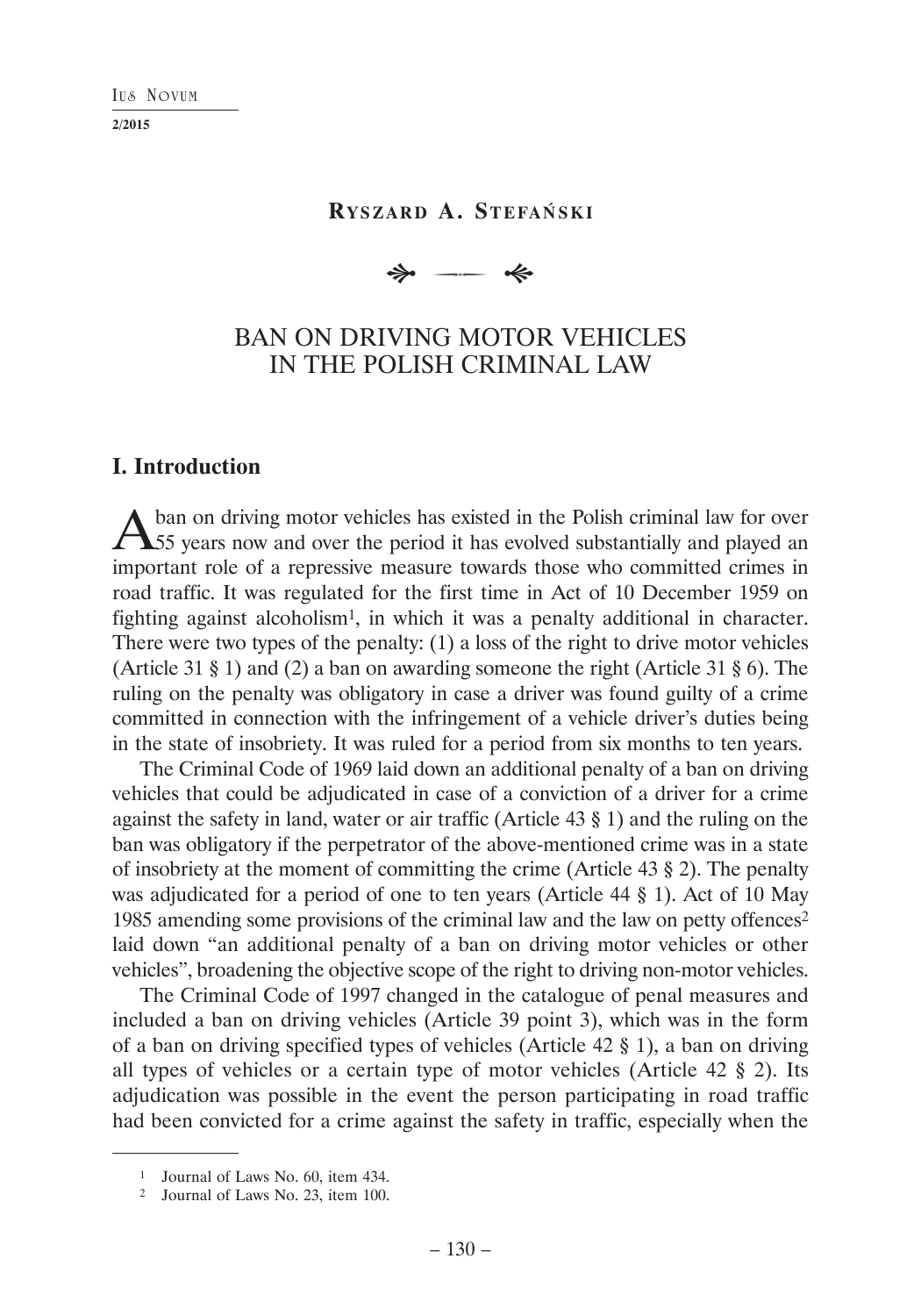## Ryszard A. Stefański

# BAN ON DRIVING MOTOR VEHICLES IN THE POLISH CRIMINAL LAW

## I. Introduction

A ban on driving motor vehicles has existed in the Polish criminal law for over 55 years now and over the period it has evolved substantially and played an important role of a repressive measure towards those who committed crimes in road traffic. It was regulated for the first time in Act of 10 December 1959 on fighting against alcoholism[1], in which it was a penalty additional in character. There were two types of the penalty: (1) a loss of the right to drive motor vehicles (Article 31 § 1) and (2) a ban on awarding someone the right (Article 31 § 6). The ruling on the penalty was obligatory in case a driver was found guilty of a crime committed in connection with the infringement of a vehicle driver's duties being in the state of insobriety. It was ruled for a period from six months to ten years.

The Criminal Code of 1969 laid down an additional penalty of a ban on driving vehicles that could be adjudicated in case of a conviction of a driver for a crime against the safety in land, water or air traffic (Article 43 § 1) and the ruling on the ban was obligatory if the perpetrator of the above-mentioned crime was in a state of insobriety at the moment of committing the crime (Article 43 § 2). The penalty was adjudicated for a period of one to ten years (Article 44 § 1). Act of 10 May 1985 amending some provisions of the criminal law and the law on petty offences[2] laid down "an additional penalty of a ban on driving motor vehicles or other vehicles", broadening the objective scope of the right to driving non-motor vehicles.

The Criminal Code of 1997 changed in the catalogue of penal measures and included a ban on driving vehicles (Article 39 point 3), which was in the form of a ban on driving specified types of vehicles (Article 42 § 1), a ban on driving all types of vehicles or a certain type of motor vehicles (Article 42 § 2). Its adjudication was possible in the event the person participating in road traffic had been convicted for a crime against the safety in traffic, especially when the

---

[1] Journal of Laws No. 60, item 434.

[2] Journal of Laws No. 23, item 100.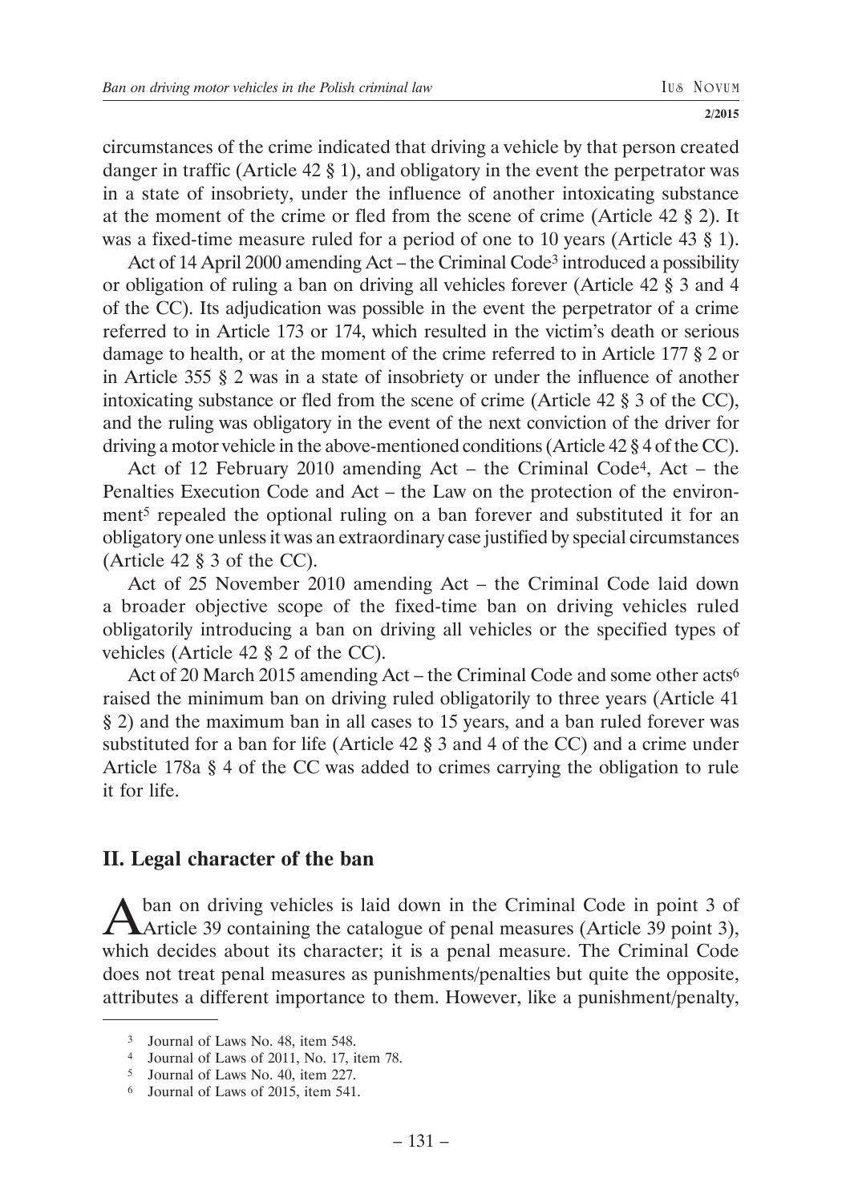circumstances of the crime indicated that driving a vehicle by that person created danger in traffic (Article 42 § 1), and obligatory in the event the perpetrator was in a state of insobriety, under the influence of another intoxicating substance at the moment of the crime or fled from the scene of crime (Article 42 § 2). It was a fixed-time measure ruled for a period of one to 10 years (Article 43 § 1).

Act of 14 April 2000 amending Act – the Criminal Code[3] introduced a possibility or obligation of ruling a ban on driving all vehicles forever (Article 42 § 3 and 4 of the CC). Its adjudication was possible in the event the perpetrator of a crime referred to in Article 173 or 174, which resulted in the victim's death or serious damage to health, or at the moment of the crime referred to in Article 177 § 2 or in Article 355 § 2 was in a state of insobriety or under the influence of another intoxicating substance or fled from the scene of crime (Article 42 § 3 of the CC), and the ruling was obligatory in the event of the next conviction of the driver for driving a motor vehicle in the above-mentioned conditions (Article 42 § 4 of the CC).

Act of 12 February 2010 amending Act – the Criminal Code[4], Act – the Penalties Execution Code and Act – the Law on the protection of the environment[5] repealed the optional ruling on a ban forever and substituted it for an obligatory one unless it was an extraordinary case justified by special circumstances (Article 42 § 3 of the CC).

Act of 25 November 2010 amending Act – the Criminal Code laid down a broader objective scope of the fixed-time ban on driving vehicles ruled obligatorily introducing a ban on driving all vehicles or the specified types of vehicles (Article 42 § 2 of the CC).

Act of 20 March 2015 amending Act – the Criminal Code and some other acts[6] raised the minimum ban on driving ruled obligatorily to three years (Article 41 § 2) and the maximum ban in all cases to 15 years, and a ban ruled forever was substituted for a ban for life (Article 42 § 3 and 4 of the CC) and a crime under Article 178a § 4 of the CC was added to crimes carrying the obligation to rule it for life.

## II. Legal character of the ban

A ban on driving vehicles is laid down in the Criminal Code in point 3 of Article 39 containing the catalogue of penal measures (Article 39 point 3), which decides about its character; it is a penal measure. The Criminal Code does not treat penal measures as punishments/penalties but quite the opposite, attributes a different importance to them. However, like a punishment/penalty,

---

[3] Journal of Laws No. 48, item 548.

[4] Journal of Laws of 2011, No. 17, item 78.

[5] Journal of Laws No. 40, item 227.

[6] Journal of Laws of 2015, item 541.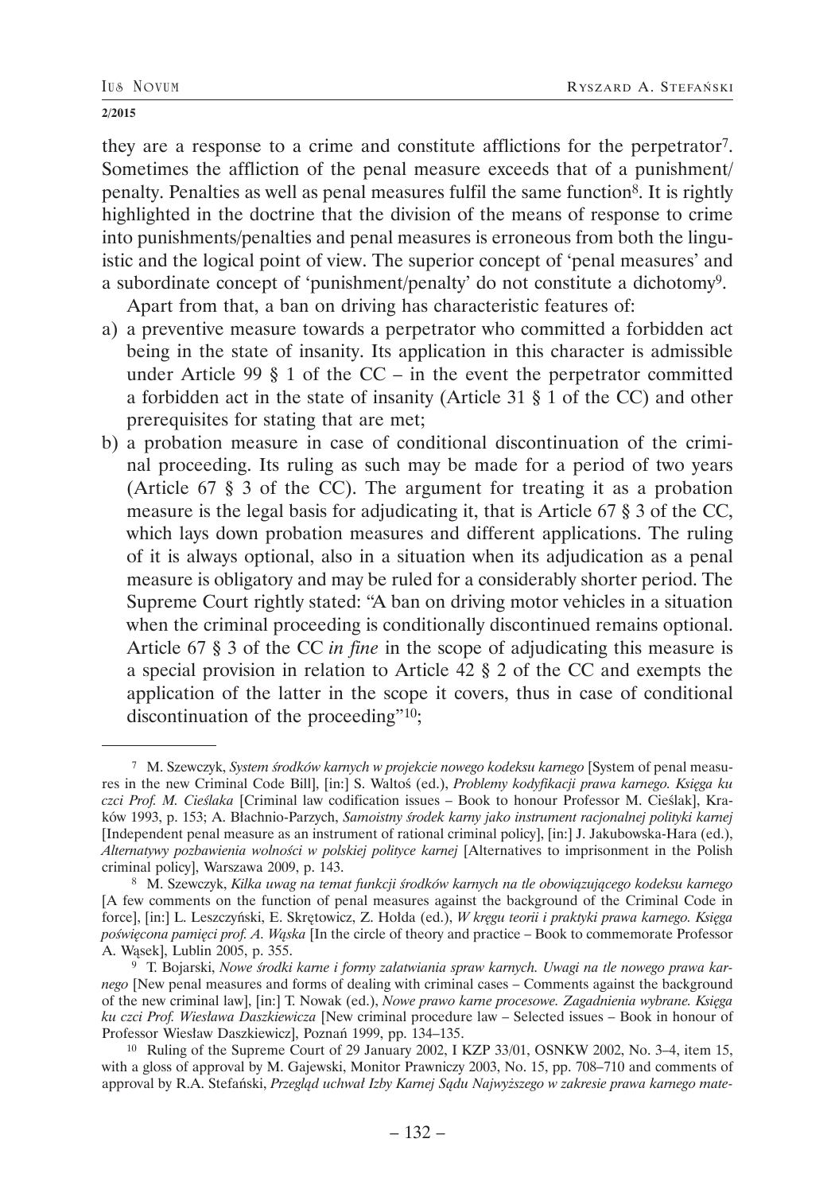they are a response to a crime and constitute afflictions for the perpetrator[7]. Sometimes the affliction of the penal measure exceeds that of a punishment/ penalty. Penalties as well as penal measures fulfil the same function[8]. It is rightly highlighted in the doctrine that the division of the means of response to crime into punishments/penalties and penal measures is erroneous from both the linguistic and the logical point of view. The superior concept of 'penal measures' and a subordinate concept of 'punishment/penalty' do not constitute a dichotomy[9].

Apart from that, a ban on driving has characteristic features of:

a) a preventive measure towards a perpetrator who committed a forbidden act being in the state of insanity. Its application in this character is admissible under Article 99 § 1 of the CC – in the event the perpetrator committed a forbidden act in the state of insanity (Article 31 § 1 of the CC) and other prerequisites for stating that are met;
b) a probation measure in case of conditional discontinuation of the criminal proceeding. Its ruling as such may be made for a period of two years (Article 67 § 3 of the CC). The argument for treating it as a probation measure is the legal basis for adjudicating it, that is Article 67 § 3 of the CC, which lays down probation measures and different applications. The ruling of it is always optional, also in a situation when its adjudication as a penal measure is obligatory and may be ruled for a considerably shorter period. The Supreme Court rightly stated: "A ban on driving motor vehicles in a situation when the criminal proceeding is conditionally discontinued remains optional. Article 67 § 3 of the CC *in fine* in the scope of adjudicating this measure is a special provision in relation to Article 42 § 2 of the CC and exempts the application of the latter in the scope it covers, thus in case of conditional discontinuation of the proceeding"[10];

---

[7] M. Szewczyk, *System środków karnych w projekcie nowego kodeksu karnego* [System of penal measures in the new Criminal Code Bill], [in:] S. Waltoś (ed.), *Problemy kodyfikacji prawa karnego. Księga ku czci Prof. M. Cieślaka* [Criminal law codification issues – Book to honour Professor M. Cieślak], Kraków 1993, p. 153; A. Błachnio-Parzych, *Samoistny środek karny jako instrument racjonalnej polityki karnej* [Independent penal measure as an instrument of rational criminal policy], [in:] J. Jakubowska-Hara (ed.), *Alternatywy pozbawienia wolności w polskiej polityce karnej* [Alternatives to imprisonment in the Polish criminal policy], Warszawa 2009, p. 143.

[8] M. Szewczyk, *Kilka uwag na temat funkcji środków karnych na tle obowiązującego kodeksu karnego* [A few comments on the function of penal measures against the background of the Criminal Code in force], [in:] L. Leszczyński, E. Skrętowicz, Z. Hołda (ed.), *W kręgu teorii i praktyki prawa karnego. Księga poświęcona pamięci prof. A. Wąska* [In the circle of theory and practice – Book to commemorate Professor A. Wąsek], Lublin 2005, p. 355.

[9] T. Bojarski, *Nowe środki karne i formy załatwiania spraw karnych. Uwagi na tle nowego prawa karnego* [New penal measures and forms of dealing with criminal cases – Comments against the background of the new criminal law], [in:] T. Nowak (ed.), *Nowe prawo karne procesowe. Zagadnienia wybrane. Księga ku czci Prof. Wiesława Daszkiewicza* [New criminal procedure law – Selected issues – Book in honour of Professor Wiesław Daszkiewicz], Poznań 1999, pp. 134–135.

[10] Ruling of the Supreme Court of 29 January 2002, I KZP 33/01, OSNKW 2002, No. 3–4, item 15, with a gloss of approval by M. Gajewski, Monitor Prawniczy 2003, No. 15, pp. 708–710 and comments of approval by R.A. Stefański, *Przegląd uchwał Izby Karnej Sądu Najwyższego w zakresie prawa karnego mate-*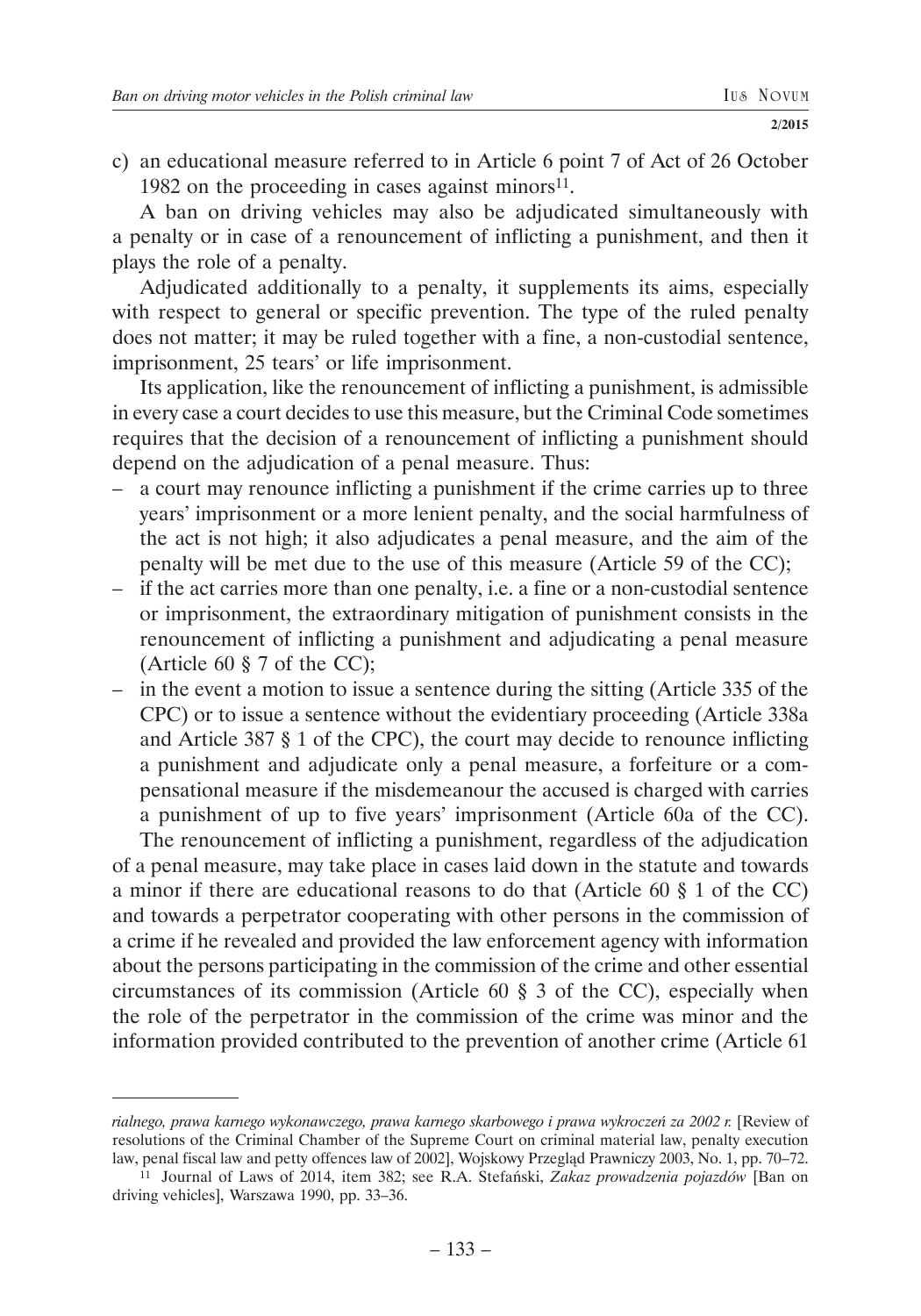c) an educational measure referred to in Article 6 point 7 of Act of 26 October 1982 on the proceeding in cases against minors[11].

A ban on driving vehicles may also be adjudicated simultaneously with a penalty or in case of a renouncement of inflicting a punishment, and then it plays the role of a penalty.

Adjudicated additionally to a penalty, it supplements its aims, especially with respect to general or specific prevention. The type of the ruled penalty does not matter; it may be ruled together with a fine, a non-custodial sentence, imprisonment, 25 tears' or life imprisonment.

Its application, like the renouncement of inflicting a punishment, is admissible in every case a court decides to use this measure, but the Criminal Code sometimes requires that the decision of a renouncement of inflicting a punishment should depend on the adjudication of a penal measure. Thus:

- a court may renounce inflicting a punishment if the crime carries up to three years' imprisonment or a more lenient penalty, and the social harmfulness of the act is not high; it also adjudicates a penal measure, and the aim of the penalty will be met due to the use of this measure (Article 59 of the CC);
- if the act carries more than one penalty, i.e. a fine or a non-custodial sentence or imprisonment, the extraordinary mitigation of punishment consists in the renouncement of inflicting a punishment and adjudicating a penal measure (Article 60 § 7 of the CC);
- in the event a motion to issue a sentence during the sitting (Article 335 of the CPC) or to issue a sentence without the evidentiary proceeding (Article 338a and Article 387 § 1 of the CPC), the court may decide to renounce inflicting a punishment and adjudicate only a penal measure, a forfeiture or a compensational measure if the misdemeanour the accused is charged with carries a punishment of up to five years' imprisonment (Article 60a of the CC).

The renouncement of inflicting a punishment, regardless of the adjudication of a penal measure, may take place in cases laid down in the statute and towards a minor if there are educational reasons to do that (Article 60 § 1 of the CC) and towards a perpetrator cooperating with other persons in the commission of a crime if he revealed and provided the law enforcement agency with information about the persons participating in the commission of the crime and other essential circumstances of its commission (Article 60 § 3 of the CC), especially when the role of the perpetrator in the commission of the crime was minor and the information provided contributed to the prevention of another crime (Article 61

---

*rialnego, prawa karnego wykonawczego, prawa karnego skarbowego i prawa wykroczeń za 2002 r.* [Review of resolutions of the Criminal Chamber of the Supreme Court on criminal material law, penalty execution law, penal fiscal law and petty offences law of 2002], Wojskowy Przegląd Prawniczy 2003, No. 1, pp. 70–72.

[11] Journal of Laws of 2014, item 382; see R.A. Stefański, *Zakaz prowadzenia pojazdów* [Ban on driving vehicles], Warszawa 1990, pp. 33–36.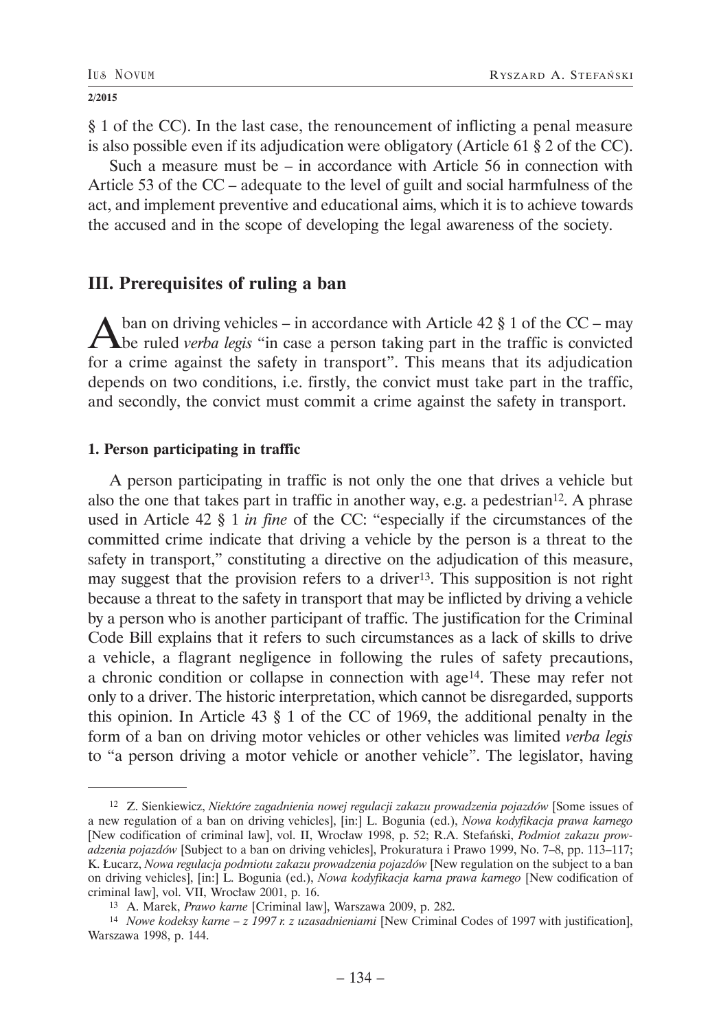§ 1 of the CC). In the last case, the renouncement of inflicting a penal measure is also possible even if its adjudication were obligatory (Article 61 § 2 of the CC).

Such a measure must be – in accordance with Article 56 in connection with Article 53 of the CC – adequate to the level of guilt and social harmfulness of the act, and implement preventive and educational aims, which it is to achieve towards the accused and in the scope of developing the legal awareness of the society.

## III. Prerequisites of ruling a ban

A ban on driving vehicles – in accordance with Article 42 § 1 of the CC – may be ruled *verba legis* "in case a person taking part in the traffic is convicted for a crime against the safety in transport". This means that its adjudication depends on two conditions, i.e. firstly, the convict must take part in the traffic, and secondly, the convict must commit a crime against the safety in transport.

### 1. Person participating in traffic

A person participating in traffic is not only the one that drives a vehicle but also the one that takes part in traffic in another way, e.g. a pedestrian[12]. A phrase used in Article 42 § 1 *in fine* of the CC: "especially if the circumstances of the committed crime indicate that driving a vehicle by the person is a threat to the safety in transport," constituting a directive on the adjudication of this measure, may suggest that the provision refers to a driver[13]. This supposition is not right because a threat to the safety in transport that may be inflicted by driving a vehicle by a person who is another participant of traffic. The justification for the Criminal Code Bill explains that it refers to such circumstances as a lack of skills to drive a vehicle, a flagrant negligence in following the rules of safety precautions, a chronic condition or collapse in connection with age[14]. These may refer not only to a driver. The historic interpretation, which cannot be disregarded, supports this opinion. In Article 43 § 1 of the CC of 1969, the additional penalty in the form of a ban on driving motor vehicles or other vehicles was limited *verba legis* to "a person driving a motor vehicle or another vehicle". The legislator, having

---

[12] Z. Sienkiewicz, *Niektóre zagadnienia nowej regulacji zakazu prowadzenia pojazdów* [Some issues of a new regulation of a ban on driving vehicles], [in:] L. Bogunia (ed.), *Nowa kodyfikacja prawa karnego* [New codification of criminal law], vol. II, Wrocław 1998, p. 52; R.A. Stefański, *Podmiot zakazu prowadzenia pojazdów* [Subject to a ban on driving vehicles], Prokuratura i Prawo 1999, No. 7–8, pp. 113–117; K. Łucarz, *Nowa regulacja podmiotu zakazu prowadzenia pojazdów* [New regulation on the subject to a ban on driving vehicles], [in:] L. Bogunia (ed.), *Nowa kodyfikacja karna prawa karnego* [New codification of criminal law], vol. VII, Wrocław 2001, p. 16.

[13] A. Marek, *Prawo karne* [Criminal law], Warszawa 2009, p. 282.

[14] *Nowe kodeksy karne – z 1997 r. z uzasadnieniami* [New Criminal Codes of 1997 with justification], Warszawa 1998, p. 144.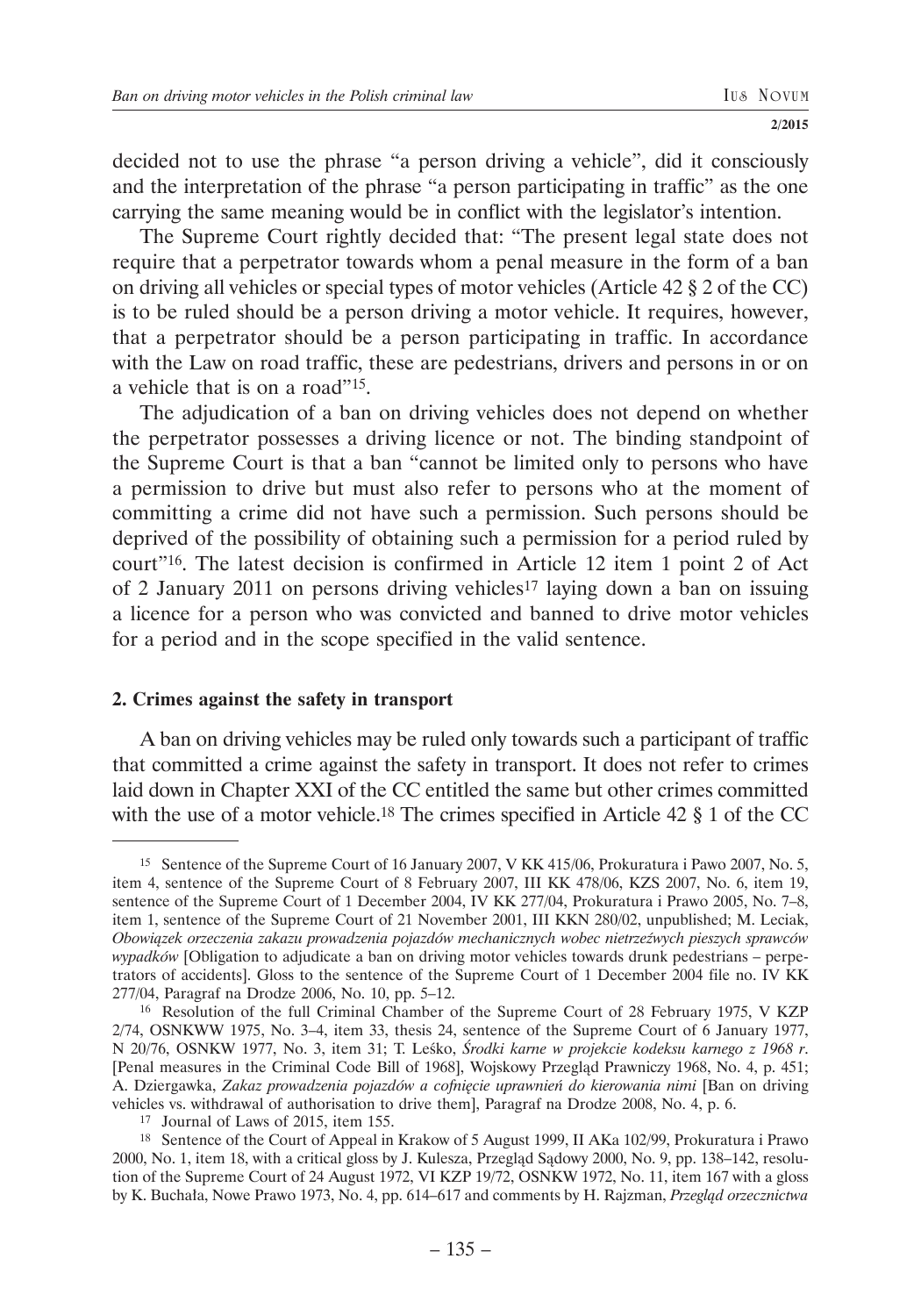decided not to use the phrase "a person driving a vehicle", did it consciously and the interpretation of the phrase "a person participating in traffic" as the one carrying the same meaning would be in conflict with the legislator's intention.

The Supreme Court rightly decided that: "The present legal state does not require that a perpetrator towards whom a penal measure in the form of a ban on driving all vehicles or special types of motor vehicles (Article 42 § 2 of the CC) is to be ruled should be a person driving a motor vehicle. It requires, however, that a perpetrator should be a person participating in traffic. In accordance with the Law on road traffic, these are pedestrians, drivers and persons in or on a vehicle that is on a road"[15].

The adjudication of a ban on driving vehicles does not depend on whether the perpetrator possesses a driving licence or not. The binding standpoint of the Supreme Court is that a ban "cannot be limited only to persons who have a permission to drive but must also refer to persons who at the moment of committing a crime did not have such a permission. Such persons should be deprived of the possibility of obtaining such a permission for a period ruled by court"[16]. The latest decision is confirmed in Article 12 item 1 point 2 of Act of 2 January 2011 on persons driving vehicles[17] laying down a ban on issuing a licence for a person who was convicted and banned to drive motor vehicles for a period and in the scope specified in the valid sentence.

## 2. Crimes against the safety in transport

A ban on driving vehicles may be ruled only towards such a participant of traffic that committed a crime against the safety in transport. It does not refer to crimes laid down in Chapter XXI of the CC entitled the same but other crimes committed with the use of a motor vehicle.[18] The crimes specified in Article 42 § 1 of the CC

---

[15] Sentence of the Supreme Court of 16 January 2007, V KK 415/06, Prokuratura i Pawo 2007, No. 5, item 4, sentence of the Supreme Court of 8 February 2007, III KK 478/06, KZS 2007, No. 6, item 19, sentence of the Supreme Court of 1 December 2004, IV KK 277/04, Prokuratura i Prawo 2005, No. 7–8, item 1, sentence of the Supreme Court of 21 November 2001, III KKN 280/02, unpublished; M. Leciak, *Obowiązek orzeczenia zakazu prowadzenia pojazdów mechanicznych wobec nietrzeźwych pieszych sprawców wypadków* [Obligation to adjudicate a ban on driving motor vehicles towards drunk pedestrians – perpetrators of accidents]. Gloss to the sentence of the Supreme Court of 1 December 2004 file no. IV KK 277/04, Paragraf na Drodze 2006, No. 10, pp. 5–12.

[16] Resolution of the full Criminal Chamber of the Supreme Court of 28 February 1975, V KZP 2/74, OSNKWW 1975, No. 3–4, item 33, thesis 24, sentence of the Supreme Court of 6 January 1977, N 20/76, OSNKW 1977, No. 3, item 31; T. Leśko, *Środki karne w projekcie kodeksu karnego z 1968 r*. [Penal measures in the Criminal Code Bill of 1968], Wojskowy Przegląd Prawniczy 1968, No. 4, p. 451; A. Dziergawka, *Zakaz prowadzenia pojazdów a cofnięcie uprawnień do kierowania nimi* [Ban on driving vehicles vs. withdrawal of authorisation to drive them], Paragraf na Drodze 2008, No. 4, p. 6.

[17] Journal of Laws of 2015, item 155.

[18] Sentence of the Court of Appeal in Krakow of 5 August 1999, II AKa 102/99, Prokuratura i Prawo 2000, No. 1, item 18, with a critical gloss by J. Kulesza, Przegląd Sądowy 2000, No. 9, pp. 138–142, resolution of the Supreme Court of 24 August 1972, VI KZP 19/72, OSNKW 1972, No. 11, item 167 with a gloss by K. Buchała, Nowe Prawo 1973, No. 4, pp. 614–617 and comments by H. Rajzman, *Przegląd orzecznictwa*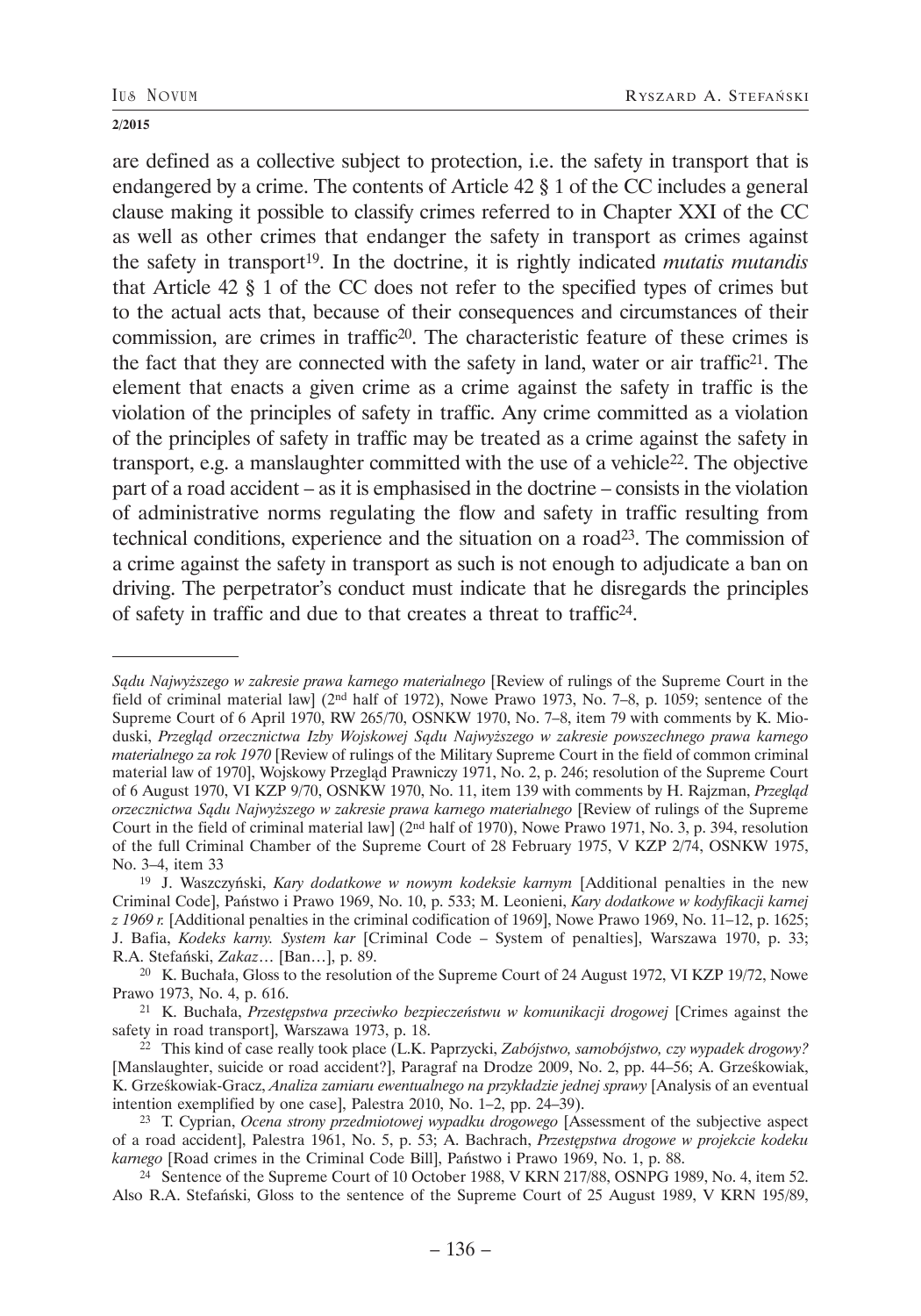are defined as a collective subject to protection, i.e. the safety in transport that is endangered by a crime. The contents of Article 42 § 1 of the CC includes a general clause making it possible to classify crimes referred to in Chapter XXI of the CC as well as other crimes that endanger the safety in transport as crimes against the safety in transport[19]. In the doctrine, it is rightly indicated *mutatis mutandis* that Article 42 § 1 of the CC does not refer to the specified types of crimes but to the actual acts that, because of their consequences and circumstances of their commission, are crimes in traffic[20]. The characteristic feature of these crimes is the fact that they are connected with the safety in land, water or air traffic[21]. The element that enacts a given crime as a crime against the safety in traffic is the violation of the principles of safety in traffic. Any crime committed as a violation of the principles of safety in traffic may be treated as a crime against the safety in transport, e.g. a manslaughter committed with the use of a vehicle[22]. The objective part of a road accident – as it is emphasised in the doctrine – consists in the violation of administrative norms regulating the flow and safety in traffic resulting from technical conditions, experience and the situation on a road[23]. The commission of a crime against the safety in transport as such is not enough to adjudicate a ban on driving. The perpetrator's conduct must indicate that he disregards the principles of safety in traffic and due to that creates a threat to traffic[24].

---

*Sądu Najwyższego w zakresie prawa karnego materialnego* [Review of rulings of the Supreme Court in the field of criminal material law] (2nd half of 1972), Nowe Prawo 1973, No. 7–8, p. 1059; sentence of the Supreme Court of 6 April 1970, RW 265/70, OSNKW 1970, No. 7–8, item 79 with comments by K. Mioduski, *Przegląd orzecznictwa Izby Wojskowej Sądu Najwyższego w zakresie powszechnego prawa karnego materialnego za rok 1970* [Review of rulings of the Military Supreme Court in the field of common criminal material law of 1970], Wojskowy Przegląd Prawniczy 1971, No. 2, p. 246; resolution of the Supreme Court of 6 August 1970, VI KZP 9/70, OSNKW 1970, No. 11, item 139 with comments by H. Rajzman, *Przegląd orzecznictwa Sądu Najwyższego w zakresie prawa karnego materialnego* [Review of rulings of the Supreme Court in the field of criminal material law] (2nd half of 1970), Nowe Prawo 1971, No. 3, p. 394, resolution of the full Criminal Chamber of the Supreme Court of 28 February 1975, V KZP 2/74, OSNKW 1975, No. 3–4, item 33

[19] J. Waszczyński, *Kary dodatkowe w nowym kodeksie karnym* [Additional penalties in the new Criminal Code], Państwo i Prawo 1969, No. 10, p. 533; M. Leonieni, *Kary dodatkowe w kodyfikacji karnej z 1969 r.* [Additional penalties in the criminal codification of 1969], Nowe Prawo 1969, No. 11–12, p. 1625; J. Bafia, *Kodeks karny. System kar* [Criminal Code – System of penalties], Warszawa 1970, p. 33; R.A. Stefański, *Zakaz…* [Ban…], p. 89.

[20] K. Buchała, Gloss to the resolution of the Supreme Court of 24 August 1972, VI KZP 19/72, Nowe Prawo 1973, No. 4, p. 616.

[21] K. Buchała, *Przestępstwa przeciwko bezpieczeństwu w komunikacji drogowej* [Crimes against the safety in road transport], Warszawa 1973, p. 18.

[22] This kind of case really took place (L.K. Paprzycki, *Zabójstwo, samobójstwo, czy wypadek drogowy?* [Manslaughter, suicide or road accident?], Paragraf na Drodze 2009, No. 2, pp. 44–56; A. Grześkowiak, K. Grześkowiak-Gracz, *Analiza zamiaru ewentualnego na przykładzie jednej sprawy* [Analysis of an eventual intention exemplified by one case], Palestra 2010, No. 1–2, pp. 24–39).

[23] T. Cyprian, *Ocena strony przedmiotowej wypadku drogowego* [Assessment of the subjective aspect of a road accident], Palestra 1961, No. 5, p. 53; A. Bachrach, *Przestępstwa drogowe w projekcie kodeku karnego* [Road crimes in the Criminal Code Bill], Państwo i Prawo 1969, No. 1, p. 88.

[24] Sentence of the Supreme Court of 10 October 1988, V KRN 217/88, OSNPG 1989, No. 4, item 52. Also R.A. Stefański, Gloss to the sentence of the Supreme Court of 25 August 1989, V KRN 195/89,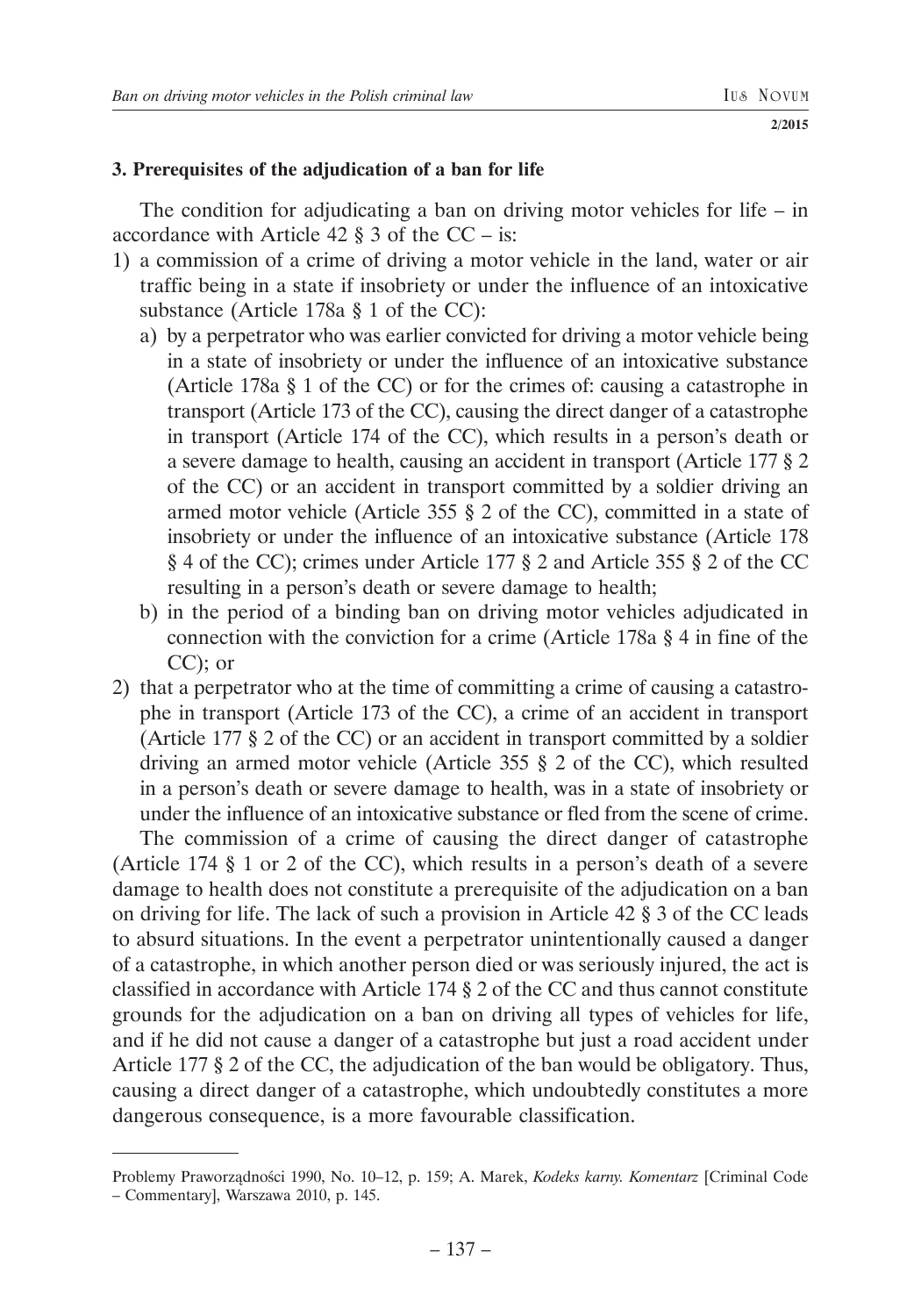### 3. Prerequisites of the adjudication of a ban for life

The condition for adjudicating a ban on driving motor vehicles for life – in accordance with Article 42 § 3 of the CC – is:

1) a commission of a crime of driving a motor vehicle in the land, water or air traffic being in a state if insobriety or under the influence of an intoxicative substance (Article 178a § 1 of the CC):
   a) by a perpetrator who was earlier convicted for driving a motor vehicle being in a state of insobriety or under the influence of an intoxicative substance (Article 178a § 1 of the CC) or for the crimes of: causing a catastrophe in transport (Article 173 of the CC), causing the direct danger of a catastrophe in transport (Article 174 of the CC), which results in a person's death or a severe damage to health, causing an accident in transport (Article 177 § 2 of the CC) or an accident in transport committed by a soldier driving an armed motor vehicle (Article 355 § 2 of the CC), committed in a state of insobriety or under the influence of an intoxicative substance (Article 178 § 4 of the CC); crimes under Article 177 § 2 and Article 355 § 2 of the CC resulting in a person's death or severe damage to health;
   b) in the period of a binding ban on driving motor vehicles adjudicated in connection with the conviction for a crime (Article 178a § 4 in fine of the CC); or
2) that a perpetrator who at the time of committing a crime of causing a catastrophe in transport (Article 173 of the CC), a crime of an accident in transport (Article 177 § 2 of the CC) or an accident in transport committed by a soldier driving an armed motor vehicle (Article 355 § 2 of the CC), which resulted in a person's death or severe damage to health, was in a state of insobriety or under the influence of an intoxicative substance or fled from the scene of crime.

The commission of a crime of causing the direct danger of catastrophe (Article 174 § 1 or 2 of the CC), which results in a person's death of a severe damage to health does not constitute a prerequisite of the adjudication on a ban on driving for life. The lack of such a provision in Article 42 § 3 of the CC leads to absurd situations. In the event a perpetrator unintentionally caused a danger of a catastrophe, in which another person died or was seriously injured, the act is classified in accordance with Article 174 § 2 of the CC and thus cannot constitute grounds for the adjudication on a ban on driving all types of vehicles for life, and if he did not cause a danger of a catastrophe but just a road accident under Article 177 § 2 of the CC, the adjudication of the ban would be obligatory. Thus, causing a direct danger of a catastrophe, which undoubtedly constitutes a more dangerous consequence, is a more favourable classification.

---

Problemy Praworządności 1990, No. 10–12, p. 159; A. Marek, *Kodeks karny. Komentarz* [Criminal Code – Commentary], Warszawa 2010, p. 145.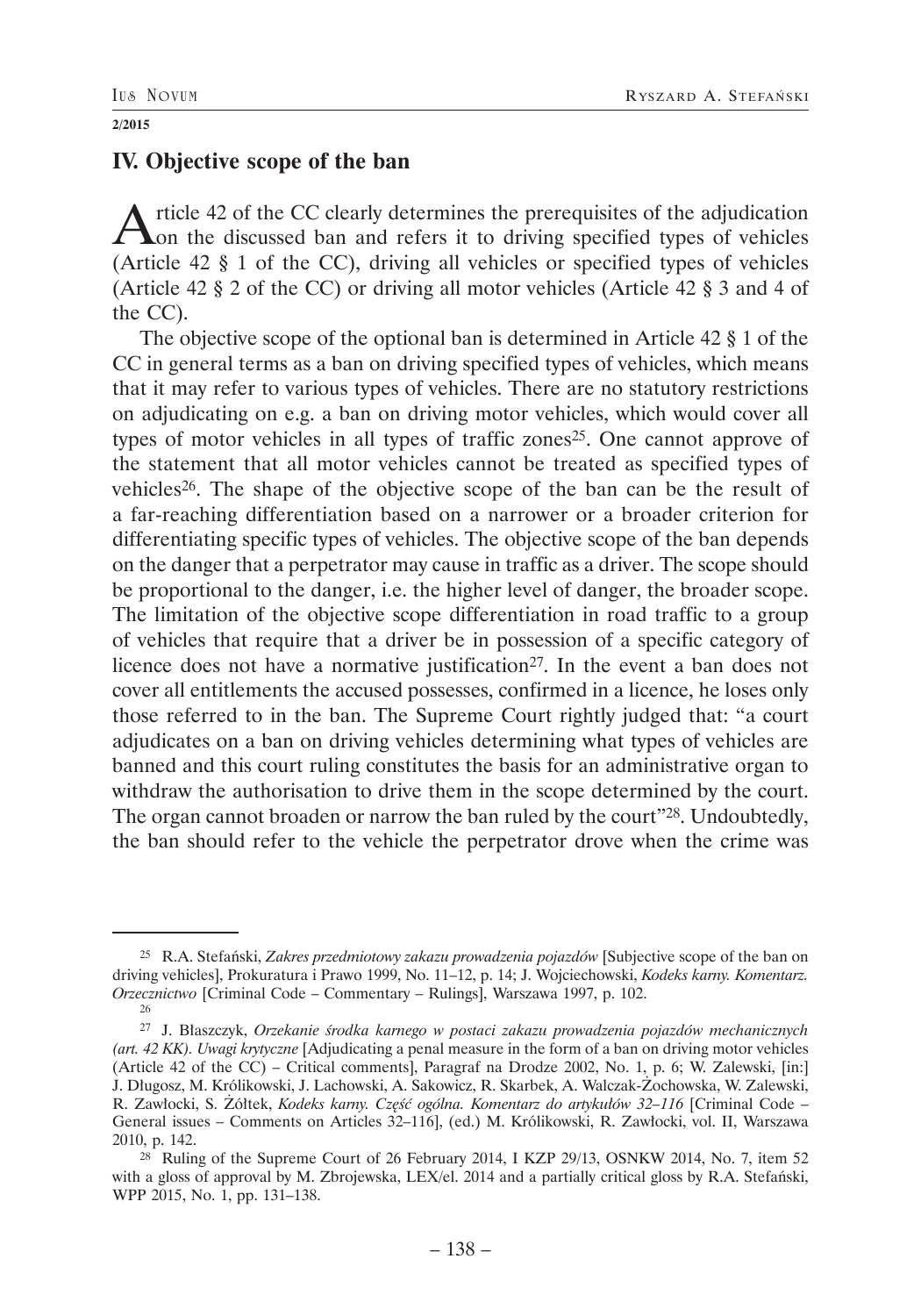## IV. Objective scope of the ban

Article 42 of the CC clearly determines the prerequisites of the adjudication on the discussed ban and refers it to driving specified types of vehicles (Article 42 § 1 of the CC), driving all vehicles or specified types of vehicles (Article 42 § 2 of the CC) or driving all motor vehicles (Article 42 § 3 and 4 of the CC).

The objective scope of the optional ban is determined in Article 42 § 1 of the CC in general terms as a ban on driving specified types of vehicles, which means that it may refer to various types of vehicles. There are no statutory restrictions on adjudicating on e.g. a ban on driving motor vehicles, which would cover all types of motor vehicles in all types of traffic zones[25]. One cannot approve of the statement that all motor vehicles cannot be treated as specified types of vehicles[26]. The shape of the objective scope of the ban can be the result of a far-reaching differentiation based on a narrower or a broader criterion for differentiating specific types of vehicles. The objective scope of the ban depends on the danger that a perpetrator may cause in traffic as a driver. The scope should be proportional to the danger, i.e. the higher level of danger, the broader scope. The limitation of the objective scope differentiation in road traffic to a group of vehicles that require that a driver be in possession of a specific category of licence does not have a normative justification[27]. In the event a ban does not cover all entitlements the accused possesses, confirmed in a licence, he loses only those referred to in the ban. The Supreme Court rightly judged that: "a court adjudicates on a ban on driving vehicles determining what types of vehicles are banned and this court ruling constitutes the basis for an administrative organ to withdraw the authorisation to drive them in the scope determined by the court. The organ cannot broaden or narrow the ban ruled by the court"[28]. Undoubtedly, the ban should refer to the vehicle the perpetrator drove when the crime was

---

[25] R.A. Stefański, *Zakres przedmiotowy zakazu prowadzenia pojazdów* [Subjective scope of the ban on driving vehicles], Prokuratura i Prawo 1999, No. 11–12, p. 14; J. Wojciechowski, *Kodeks karny. Komentarz. Orzecznictwo* [Criminal Code – Commentary – Rulings], Warszawa 1997, p. 102.

[26]

[27] J. Błaszczyk, *Orzekanie środka karnego w postaci zakazu prowadzenia pojazdów mechanicznych (art. 42 KK). Uwagi krytyczne* [Adjudicating a penal measure in the form of a ban on driving motor vehicles (Article 42 of the CC) – Critical comments], Paragraf na Drodze 2002, No. 1, p. 6; W. Zalewski, [in:] J. Długosz, M. Królikowski, J. Lachowski, A. Sakowicz, R. Skarbek, A. Walczak-Żochowska, W. Zalewski, R. Zawłocki, S. Żółtek, *Kodeks karny. Część ogólna. Komentarz do artykułów 32–116* [Criminal Code – General issues – Comments on Articles 32–116], (ed.) M. Królikowski, R. Zawłocki, vol. II, Warszawa 2010, p. 142.

[28] Ruling of the Supreme Court of 26 February 2014, I KZP 29/13, OSNKW 2014, No. 7, item 52 with a gloss of approval by M. Zbrojewska, LEX/el. 2014 and a partially critical gloss by R.A. Stefański, WPP 2015, No. 1, pp. 131–138.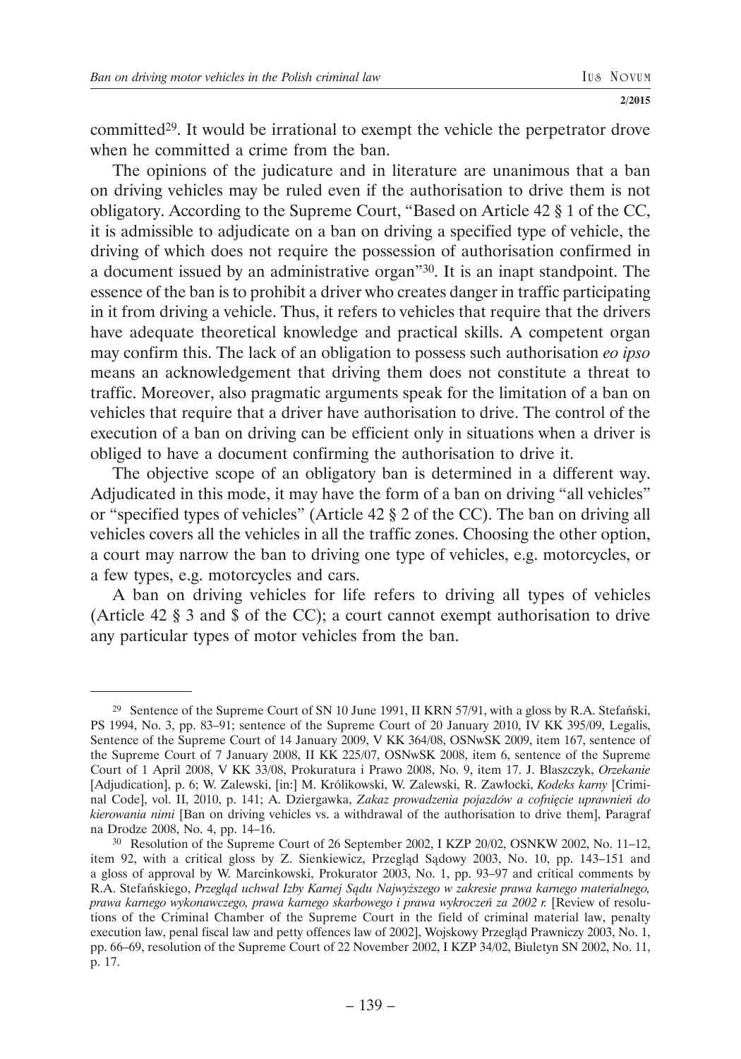committed[29]. It would be irrational to exempt the vehicle the perpetrator drove when he committed a crime from the ban.

The opinions of the judicature and in literature are unanimous that a ban on driving vehicles may be ruled even if the authorisation to drive them is not obligatory. According to the Supreme Court, "Based on Article 42 § 1 of the CC, it is admissible to adjudicate on a ban on driving a specified type of vehicle, the driving of which does not require the possession of authorisation confirmed in a document issued by an administrative organ"[30]. It is an inapt standpoint. The essence of the ban is to prohibit a driver who creates danger in traffic participating in it from driving a vehicle. Thus, it refers to vehicles that require that the drivers have adequate theoretical knowledge and practical skills. A competent organ may confirm this. The lack of an obligation to possess such authorisation *eo ipso* means an acknowledgement that driving them does not constitute a threat to traffic. Moreover, also pragmatic arguments speak for the limitation of a ban on vehicles that require that a driver have authorisation to drive. The control of the execution of a ban on driving can be efficient only in situations when a driver is obliged to have a document confirming the authorisation to drive it.

The objective scope of an obligatory ban is determined in a different way. Adjudicated in this mode, it may have the form of a ban on driving "all vehicles" or "specified types of vehicles" (Article 42 § 2 of the CC). The ban on driving all vehicles covers all the vehicles in all the traffic zones. Choosing the other option, a court may narrow the ban to driving one type of vehicles, e.g. motorcycles, or a few types, e.g. motorcycles and cars.

A ban on driving vehicles for life refers to driving all types of vehicles (Article 42 § 3 and $ of the CC); a court cannot exempt authorisation to drive any particular types of motor vehicles from the ban.

---

[29] Sentence of the Supreme Court of SN 10 June 1991, II KRN 57/91, with a gloss by R.A. Stefański, PS 1994, No. 3, pp. 83–91; sentence of the Supreme Court of 20 January 2010, IV KK 395/09, Legalis, Sentence of the Supreme Court of 14 January 2009, V KK 364/08, OSNwSK 2009, item 167, sentence of the Supreme Court of 7 January 2008, II KK 225/07, OSNwSK 2008, item 6, sentence of the Supreme Court of 1 April 2008, V KK 33/08, Prokuratura i Prawo 2008, No. 9, item 17. J. Błaszczyk, *Orzekanie* [Adjudication], p. 6; W. Zalewski, [in:] M. Królikowski, W. Zalewski, R. Zawłocki, *Kodeks karny* [Criminal Code], vol. II, 2010, p. 141; A. Dziergawka, *Zakaz prowadzenia pojazdów a cofnięcie uprawnień do kierowania nimi* [Ban on driving vehicles vs. a withdrawal of the authorisation to drive them], Paragraf na Drodze 2008, No. 4, pp. 14–16.

[30] Resolution of the Supreme Court of 26 September 2002, I KZP 20/02, OSNKW 2002, No. 11–12, item 92, with a critical gloss by Z. Sienkiewicz, Przegląd Sądowy 2003, No. 10, pp. 143–151 and a gloss of approval by W. Marcinkowski, Prokurator 2003, No. 1, pp. 93–97 and critical comments by R.A. Stefańskiego, *Przegląd uchwał Izby Karnej Sądu Najwyższego w zakresie prawa karnego materialnego, prawa karnego wykonawczego, prawa karnego skarbowego i prawa wykroczeń za 2002 r.* [Review of resolutions of the Criminal Chamber of the Supreme Court in the field of criminal material law, penalty execution law, penal fiscal law and petty offences law of 2002], Wojskowy Przegląd Prawniczy 2003, No. 1, pp. 66–69, resolution of the Supreme Court of 22 November 2002, I KZP 34/02, Biuletyn SN 2002, No. 11, p. 17.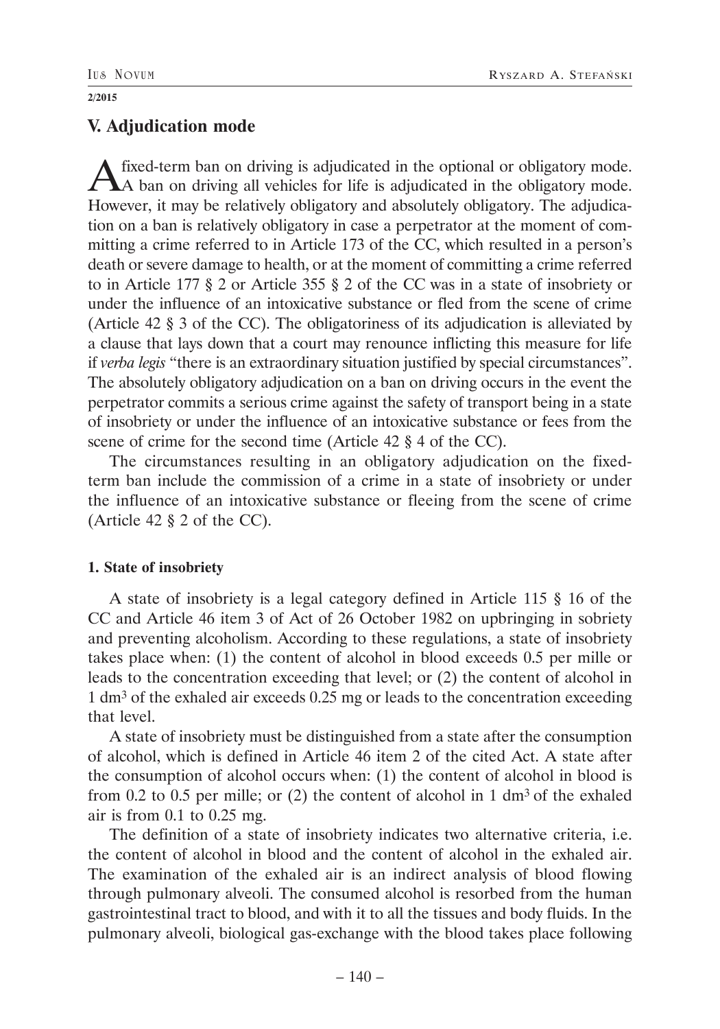## V. Adjudication mode

A fixed-term ban on driving is adjudicated in the optional or obligatory mode. A ban on driving all vehicles for life is adjudicated in the obligatory mode. However, it may be relatively obligatory and absolutely obligatory. The adjudication on a ban is relatively obligatory in case a perpetrator at the moment of committing a crime referred to in Article 173 of the CC, which resulted in a person's death or severe damage to health, or at the moment of committing a crime referred to in Article 177 § 2 or Article 355 § 2 of the CC was in a state of insobriety or under the influence of an intoxicative substance or fled from the scene of crime (Article 42 § 3 of the CC). The obligatoriness of its adjudication is alleviated by a clause that lays down that a court may renounce inflicting this measure for life if *verba legis* "there is an extraordinary situation justified by special circumstances". The absolutely obligatory adjudication on a ban on driving occurs in the event the perpetrator commits a serious crime against the safety of transport being in a state of insobriety or under the influence of an intoxicative substance or fees from the scene of crime for the second time (Article 42 § 4 of the CC).

The circumstances resulting in an obligatory adjudication on the fixed-term ban include the commission of a crime in a state of insobriety or under the influence of an intoxicative substance or fleeing from the scene of crime (Article 42 § 2 of the CC).

### 1. State of insobriety

A state of insobriety is a legal category defined in Article 115 § 16 of the CC and Article 46 item 3 of Act of 26 October 1982 on upbringing in sobriety and preventing alcoholism. According to these regulations, a state of insobriety takes place when: (1) the content of alcohol in blood exceeds 0.5 per mille or leads to the concentration exceeding that level; or (2) the content of alcohol in 1 $dm^3$ of the exhaled air exceeds 0.25 mg or leads to the concentration exceeding that level.

A state of insobriety must be distinguished from a state after the consumption of alcohol, which is defined in Article 46 item 2 of the cited Act. A state after the consumption of alcohol occurs when: (1) the content of alcohol in blood is from 0.2 to 0.5 per mille; or (2) the content of alcohol in 1 $dm^3$ of the exhaled air is from 0.1 to 0.25 mg.

The definition of a state of insobriety indicates two alternative criteria, i.e. the content of alcohol in blood and the content of alcohol in the exhaled air. The examination of the exhaled air is an indirect analysis of blood flowing through pulmonary alveoli. The consumed alcohol is resorbed from the human gastrointestinal tract to blood, and with it to all the tissues and body fluids. In the pulmonary alveoli, biological gas-exchange with the blood takes place following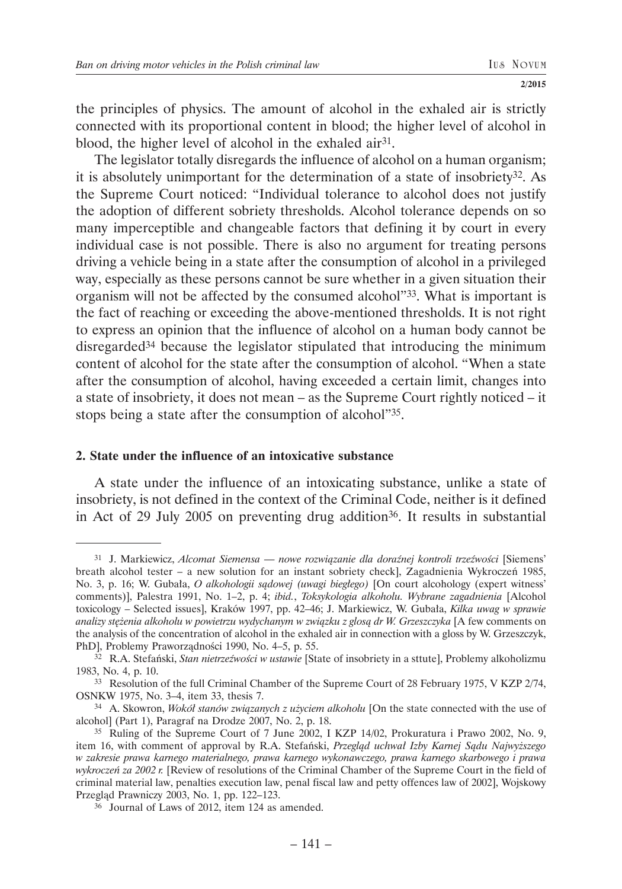the principles of physics. The amount of alcohol in the exhaled air is strictly connected with its proportional content in blood; the higher level of alcohol in blood, the higher level of alcohol in the exhaled air[31].

The legislator totally disregards the influence of alcohol on a human organism; it is absolutely unimportant for the determination of a state of insobriety[32]. As the Supreme Court noticed: "Individual tolerance to alcohol does not justify the adoption of different sobriety thresholds. Alcohol tolerance depends on so many imperceptible and changeable factors that defining it by court in every individual case is not possible. There is also no argument for treating persons driving a vehicle being in a state after the consumption of alcohol in a privileged way, especially as these persons cannot be sure whether in a given situation their organism will not be affected by the consumed alcohol"[33]. What is important is the fact of reaching or exceeding the above-mentioned thresholds. It is not right to express an opinion that the influence of alcohol on a human body cannot be disregarded[34] because the legislator stipulated that introducing the minimum content of alcohol for the state after the consumption of alcohol. "When a state after the consumption of alcohol, having exceeded a certain limit, changes into a state of insobriety, it does not mean – as the Supreme Court rightly noticed – it stops being a state after the consumption of alcohol"[35].

## 2. State under the influence of an intoxicative substance

A state under the influence of an intoxicating substance, unlike a state of insobriety, is not defined in the context of the Criminal Code, neither is it defined in Act of 29 July 2005 on preventing drug addition[36]. It results in substantial

---

[31] J. Markiewicz, *Alcomat Siemensa — nowe rozwiązanie dla doraźnej kontroli trzeźwości* [Siemens' breath alcohol tester – a new solution for an instant sobriety check], Zagadnienia Wykroczeń 1985, No. 3, p. 16; W. Gubała, *O alkohologii sądowej (uwagi biegłego)* [On court alcohology (expert witness' comments)], Palestra 1991, No. 1–2, p. 4; *ibid.*, *Toksykologia alkoholu. Wybrane zagadnienia* [Alcohol toxicology – Selected issues], Kraków 1997, pp. 42–46; J. Markiewicz, W. Gubała, *Kilka uwag w sprawie analizy stężenia alkoholu w powietrzu wydychanym w związku z glosą dr W. Grzeszczyka* [A few comments on the analysis of the concentration of alcohol in the exhaled air in connection with a gloss by W. Grzeszczyk, PhD], Problemy Praworządności 1990, No. 4–5, p. 55.

[32] R.A. Stefański, *Stan nietrzeźwości w ustawie* [State of insobriety in a sttute], Problemy alkoholizmu 1983, No. 4, p. 10.

[33] Resolution of the full Criminal Chamber of the Supreme Court of 28 February 1975, V KZP 2/74, OSNKW 1975, No. 3–4, item 33, thesis 7.

[34] A. Skowron, *Wokół stanów związanych z użyciem alkoholu* [On the state connected with the use of alcohol] (Part 1), Paragraf na Drodze 2007, No. 2, p. 18.

[35] Ruling of the Supreme Court of 7 June 2002, I KZP 14/02, Prokuratura i Prawo 2002, No. 9, item 16, with comment of approval by R.A. Stefański, *Przegląd uchwał Izby Karnej Sądu Najwyższego w zakresie prawa karnego materialnego, prawa karnego wykonawczego, prawa karnego skarbowego i prawa wykroczeń za 2002 r.* [Review of resolutions of the Criminal Chamber of the Supreme Court in the field of criminal material law, penalties execution law, penal fiscal law and petty offences law of 2002], Wojskowy Przegląd Prawniczy 2003, No. 1, pp. 122–123.

[36] Journal of Laws of 2012, item 124 as amended.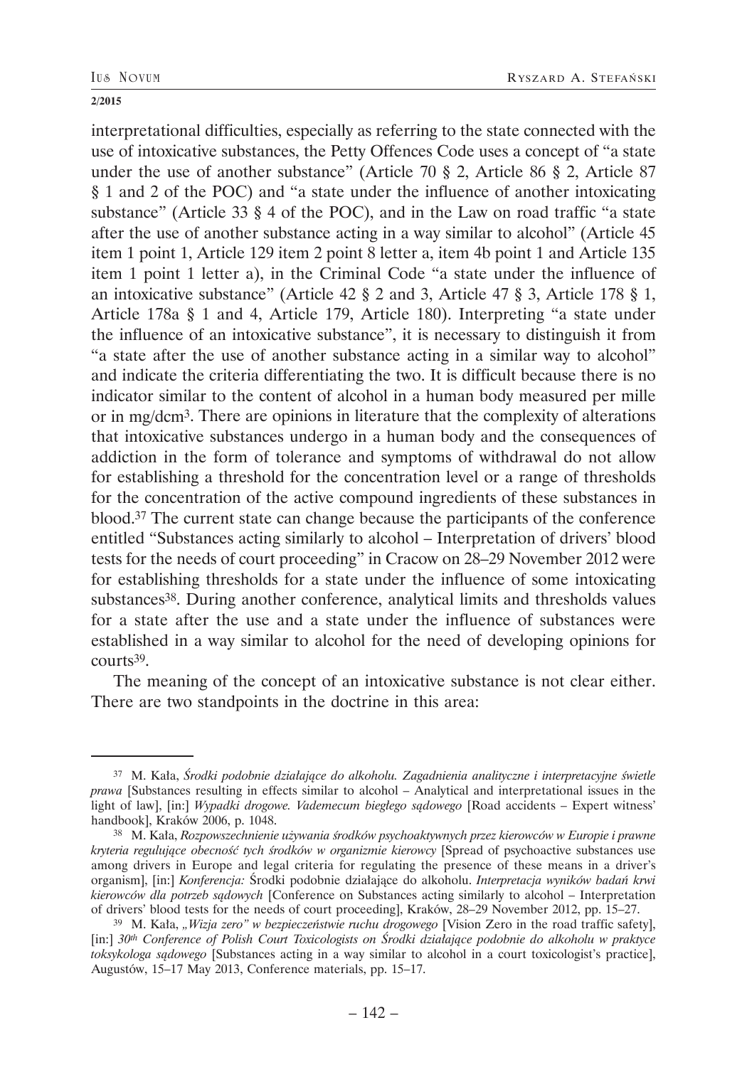interpretational difficulties, especially as referring to the state connected with the use of intoxicative substances, the Petty Offences Code uses a concept of "a state under the use of another substance" (Article 70 § 2, Article 86 § 2, Article 87 § 1 and 2 of the POC) and "a state under the influence of another intoxicating substance" (Article 33 § 4 of the POC), and in the Law on road traffic "a state after the use of another substance acting in a way similar to alcohol" (Article 45 item 1 point 1, Article 129 item 2 point 8 letter a, item 4b point 1 and Article 135 item 1 point 1 letter a), in the Criminal Code "a state under the influence of an intoxicative substance" (Article 42 § 2 and 3, Article 47 § 3, Article 178 § 1, Article 178a § 1 and 4, Article 179, Article 180). Interpreting "a state under the influence of an intoxicative substance", it is necessary to distinguish it from "a state after the use of another substance acting in a similar way to alcohol" and indicate the criteria differentiating the two. It is difficult because there is no indicator similar to the content of alcohol in a human body measured per mille or in mg/dcm$^3$. There are opinions in literature that the complexity of alterations that intoxicative substances undergo in a human body and the consequences of addiction in the form of tolerance and symptoms of withdrawal do not allow for establishing a threshold for the concentration level or a range of thresholds for the concentration of the active compound ingredients of these substances in blood.[37] The current state can change because the participants of the conference entitled "Substances acting similarly to alcohol – Interpretation of drivers' blood tests for the needs of court proceeding" in Cracow on 28–29 November 2012 were for establishing thresholds for a state under the influence of some intoxicating substances[38]. During another conference, analytical limits and thresholds values for a state after the use and a state under the influence of substances were established in a way similar to alcohol for the need of developing opinions for courts[39].

The meaning of the concept of an intoxicative substance is not clear either. There are two standpoints in the doctrine in this area:

---

[37] M. Kała, *Środki podobnie działające do alkoholu. Zagadnienia analityczne i interpretacyjne świetle prawa* [Substances resulting in effects similar to alcohol – Analytical and interpretational issues in the light of law], [in:] *Wypadki drogowe. Vademecum biegłego sądowego* [Road accidents – Expert witness' handbook], Kraków 2006, p. 1048.

[38] M. Kała, *Rozpowszechnienie używania środków psychoaktywnych przez kierowców w Europie i prawne kryteria regulujące obecność tych środków w organizmie kierowcy* [Spread of psychoactive substances use among drivers in Europe and legal criteria for regulating the presence of these means in a driver's organism], [in:] *Konferencja:* Środki podobnie działające do alkoholu. *Interpretacja wyników badań krwi kierowców dla potrzeb sądowych* [Conference on Substances acting similarly to alcohol – Interpretation of drivers' blood tests for the needs of court proceeding], Kraków, 28–29 November 2012, pp. 15–27.

[39] M. Kała, *„Wizja zero" w bezpieczeństwie ruchu drogowego* [Vision Zero in the road traffic safety], [in:] *30th Conference of Polish Court Toxicologists on Środki działające podobnie do alkoholu w praktyce toksykologa sądowego* [Substances acting in a way similar to alcohol in a court toxicologist's practice], Augustów, 15–17 May 2013, Conference materials, pp. 15–17.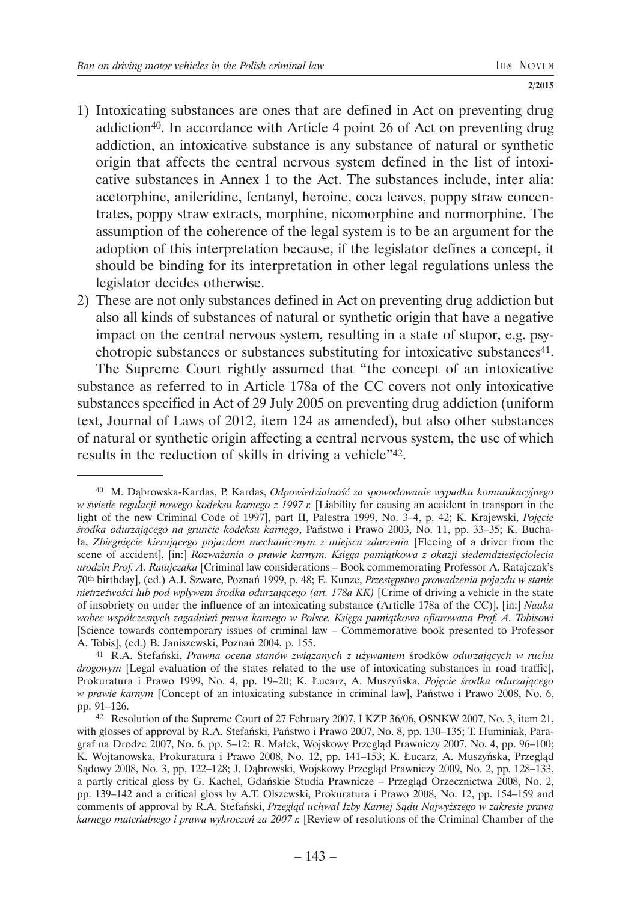1) Intoxicating substances are ones that are defined in Act on preventing drug addiction[40]. In accordance with Article 4 point 26 of Act on preventing drug addiction, an intoxicative substance is any substance of natural or synthetic origin that affects the central nervous system defined in the list of intoxicative substances in Annex 1 to the Act. The substances include, inter alia: acetorphine, anileridine, fentanyl, heroine, coca leaves, poppy straw concentrates, poppy straw extracts, morphine, nicomorphine and normorphine. The assumption of the coherence of the legal system is to be an argument for the adoption of this interpretation because, if the legislator defines a concept, it should be binding for its interpretation in other legal regulations unless the legislator decides otherwise.
2) These are not only substances defined in Act on preventing drug addiction but also all kinds of substances of natural or synthetic origin that have a negative impact on the central nervous system, resulting in a state of stupor, e.g. psychotropic substances or substances substituting for intoxicative substances[41].

The Supreme Court rightly assumed that "the concept of an intoxicative substance as referred to in Article 178a of the CC covers not only intoxicative substances specified in Act of 29 July 2005 on preventing drug addiction (uniform text, Journal of Laws of 2012, item 124 as amended), but also other substances of natural or synthetic origin affecting a central nervous system, the use of which results in the reduction of skills in driving a vehicle"[42].

---

[40] M. Dąbrowska-Kardas, P. Kardas, *Odpowiedzialność za spowodowanie wypadku komunikacyjnego w świetle regulacji nowego kodeksu karnego z 1997 r.* [Liability for causing an accident in transport in the light of the new Criminal Code of 1997], part II, Palestra 1999, No. 3–4, p. 42; K. Krajewski, *Pojęcie środka odurzającego na gruncie kodeksu karnego*, Państwo i Prawo 2003, No. 11, pp. 33–35; K. Buchała, *Zbiegnięcie kierującego pojazdem mechanicznym z miejsca zdarzenia* [Fleeing of a driver from the scene of accident], [in:] *Rozważania o prawie karnym. Księga pamiątkowa z okazji siedemdziesięciolecia urodzin Prof. A. Ratajczaka* [Criminal law considerations – Book commemorating Professor A. Ratajczak's 70th birthday], (ed.) A.J. Szwarc, Poznań 1999, p. 48; E. Kunze, *Przestępstwo prowadzenia pojazdu w stanie nietrzeźwości lub pod wpływem środka odurzającego (art. 178a KK)* [Crime of driving a vehicle in the state of insobriety on under the influence of an intoxicating substance (Articlle 178a of the CC)], [in:] *Nauka wobec współczesnych zagadnień prawa karnego w Polsce. Księga pamiątkowa ofiarowana Prof. A. Tobisowi* [Science towards contemporary issues of criminal law – Commemorative book presented to Professor A. Tobis], (ed.) B. Janiszewski, Poznań 2004, p. 155.

[41] R.A. Stefański, *Prawna ocena stanów związanych z używaniem* środków *odurzających w ruchu drogowym* [Legal evaluation of the states related to the use of intoxicating substances in road traffic], Prokuratura i Prawo 1999, No. 4, pp. 19–20; K. Łucarz, A. Muszyńska, *Pojęcie środka odurzającego w prawie karnym* [Concept of an intoxicating substance in criminal law], Państwo i Prawo 2008, No. 6, pp. 91–126.

[42] Resolution of the Supreme Court of 27 February 2007, I KZP 36/06, OSNKW 2007, No. 3, item 21, with glosses of approval by R.A. Stefański, Państwo i Prawo 2007, No. 8, pp. 130–135; T. Huminiak, Paragraf na Drodze 2007, No. 6, pp. 5–12; R. Małek, Wojskowy Przegląd Prawniczy 2007, No. 4, pp. 96–100; K. Wojtanowska, Prokuratura i Prawo 2008, No. 12, pp. 141–153; K. Łucarz, A. Muszyńska, Przegląd Sądowy 2008, No. 3, pp. 122–128; J. Dąbrowski, Wojskowy Przegląd Prawniczy 2009, No. 2, pp. 128–133, a partly critical gloss by G. Kachel, Gdańskie Studia Prawnicze – Przegląd Orzecznictwa 2008, No. 2, pp. 139–142 and a critical gloss by A.T. Olszewski, Prokuratura i Prawo 2008, No. 12, pp. 154–159 and comments of approval by R.A. Stefański, *Przegląd uchwał Izby Karnej Sądu Najwyższego w zakresie prawa karnego materialnego i prawa wykroczeń za 2007 r.* [Review of resolutions of the Criminal Chamber of the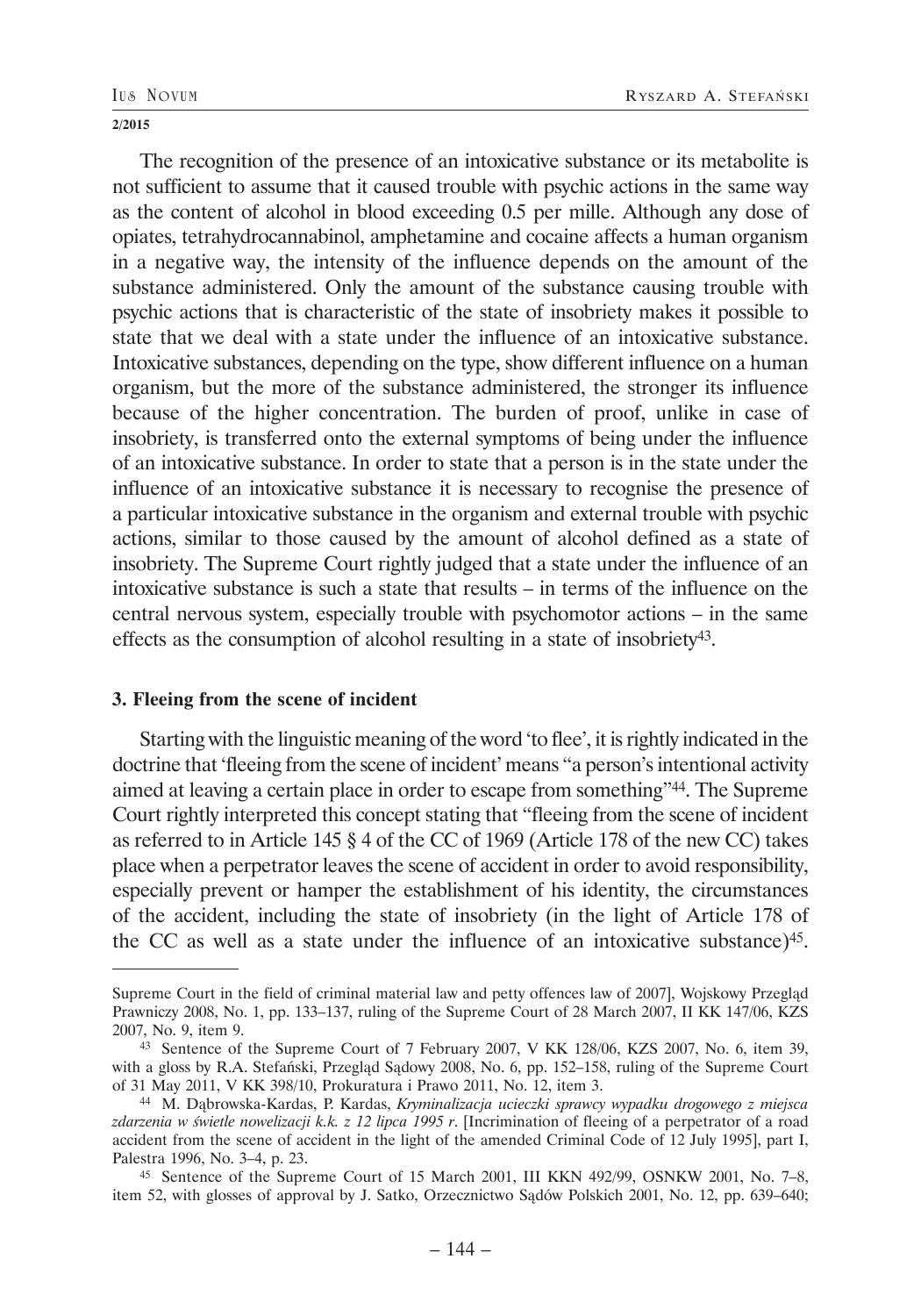The recognition of the presence of an intoxicative substance or its metabolite is not sufficient to assume that it caused trouble with psychic actions in the same way as the content of alcohol in blood exceeding 0.5 per mille. Although any dose of opiates, tetrahydrocannabinol, amphetamine and cocaine affects a human organism in a negative way, the intensity of the influence depends on the amount of the substance administered. Only the amount of the substance causing trouble with psychic actions that is characteristic of the state of insobriety makes it possible to state that we deal with a state under the influence of an intoxicative substance. Intoxicative substances, depending on the type, show different influence on a human organism, but the more of the substance administered, the stronger its influence because of the higher concentration. The burden of proof, unlike in case of insobriety, is transferred onto the external symptoms of being under the influence of an intoxicative substance. In order to state that a person is in the state under the influence of an intoxicative substance it is necessary to recognise the presence of a particular intoxicative substance in the organism and external trouble with psychic actions, similar to those caused by the amount of alcohol defined as a state of insobriety. The Supreme Court rightly judged that a state under the influence of an intoxicative substance is such a state that results – in terms of the influence on the central nervous system, especially trouble with psychomotor actions – in the same effects as the consumption of alcohol resulting in a state of insobriety[43].

### 3. Fleeing from the scene of incident

Starting with the linguistic meaning of the word 'to flee', it is rightly indicated in the doctrine that 'fleeing from the scene of incident' means "a person's intentional activity aimed at leaving a certain place in order to escape from something"[44]. The Supreme Court rightly interpreted this concept stating that "fleeing from the scene of incident as referred to in Article 145 § 4 of the CC of 1969 (Article 178 of the new CC) takes place when a perpetrator leaves the scene of accident in order to avoid responsibility, especially prevent or hamper the establishment of his identity, the circumstances of the accident, including the state of insobriety (in the light of Article 178 of the CC as well as a state under the influence of an intoxicative substance)[45].

---

Supreme Court in the field of criminal material law and petty offences law of 2007], Wojskowy Przegląd Prawniczy 2008, No. 1, pp. 133–137, ruling of the Supreme Court of 28 March 2007, II KK 147/06, KZS 2007, No. 9, item 9.

[43] Sentence of the Supreme Court of 7 February 2007, V KK 128/06, KZS 2007, No. 6, item 39, with a gloss by R.A. Stefański, Przegląd Sądowy 2008, No. 6, pp. 152–158, ruling of the Supreme Court of 31 May 2011, V KK 398/10, Prokuratura i Prawo 2011, No. 12, item 3.

[44] M. Dąbrowska-Kardas, P. Kardas, *Kryminalizacja ucieczki sprawcy wypadku drogowego z miejsca zdarzenia w świetle nowelizacji k.k. z 12 lipca 1995 r*. [Incrimination of fleeing of a perpetrator of a road accident from the scene of accident in the light of the amended Criminal Code of 12 July 1995], part I, Palestra 1996, No. 3–4, p. 23.

[45] Sentence of the Supreme Court of 15 March 2001, III KKN 492/99, OSNKW 2001, No. 7–8, item 52, with glosses of approval by J. Satko, Orzecznictwo Sądów Polskich 2001, No. 12, pp. 639–640;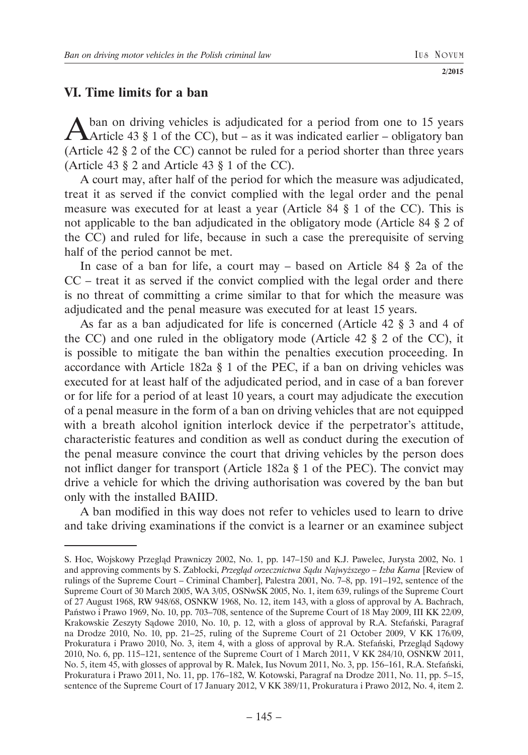## VI. Time limits for a ban

A ban on driving vehicles is adjudicated for a period from one to 15 years Article 43 § 1 of the CC), but – as it was indicated earlier – obligatory ban (Article 42 § 2 of the CC) cannot be ruled for a period shorter than three years (Article 43 § 2 and Article 43 § 1 of the CC).

A court may, after half of the period for which the measure was adjudicated, treat it as served if the convict complied with the legal order and the penal measure was executed for at least a year (Article 84 § 1 of the CC). This is not applicable to the ban adjudicated in the obligatory mode (Article 84 § 2 of the CC) and ruled for life, because in such a case the prerequisite of serving half of the period cannot be met.

In case of a ban for life, a court may – based on Article 84 § 2a of the CC – treat it as served if the convict complied with the legal order and there is no threat of committing a crime similar to that for which the measure was adjudicated and the penal measure was executed for at least 15 years.

As far as a ban adjudicated for life is concerned (Article 42 § 3 and 4 of the CC) and one ruled in the obligatory mode (Article 42 § 2 of the CC), it is possible to mitigate the ban within the penalties execution proceeding. In accordance with Article 182a § 1 of the PEC, if a ban on driving vehicles was executed for at least half of the adjudicated period, and in case of a ban forever or for life for a period of at least 10 years, a court may adjudicate the execution of a penal measure in the form of a ban on driving vehicles that are not equipped with a breath alcohol ignition interlock device if the perpetrator's attitude, characteristic features and condition as well as conduct during the execution of the penal measure convince the court that driving vehicles by the person does not inflict danger for transport (Article 182a § 1 of the PEC). The convict may drive a vehicle for which the driving authorisation was covered by the ban but only with the installed BAIID.

A ban modified in this way does not refer to vehicles used to learn to drive and take driving examinations if the convict is a learner or an examinee subject

---

S. Hoc, Wojskowy Przegląd Prawniczy 2002, No. 1, pp. 147–150 and K.J. Pawelec, Jurysta 2002, No. 1 and approving comments by S. Zabłocki, *Przegląd orzecznictwa Sądu Najwyższego – Izba Karna* [Review of rulings of the Supreme Court – Criminal Chamber], Palestra 2001, No. 7–8, pp. 191–192, sentence of the Supreme Court of 30 March 2005, WA 3/05, OSNwSK 2005, No. 1, item 639, rulings of the Supreme Court of 27 August 1968, RW 948/68, OSNKW 1968, No. 12, item 143, with a gloss of approval by A. Bachrach, Państwo i Prawo 1969, No. 10, pp. 703–708, sentence of the Supreme Court of 18 May 2009, III KK 22/09, Krakowskie Zeszyty Sądowe 2010, No. 10, p. 12, with a gloss of approval by R.A. Stefański, Paragraf na Drodze 2010, No. 10, pp. 21–25, ruling of the Supreme Court of 21 October 2009, V KK 176/09, Prokuratura i Prawo 2010, No. 3, item 4, with a gloss of approval by R.A. Stefański, Przegląd Sądowy 2010, No. 6, pp. 115–121, sentence of the Supreme Court of 1 March 2011, V KK 284/10, OSNKW 2011, No. 5, item 45, with glosses of approval by R. Małek, Ius Novum 2011, No. 3, pp. 156–161, R.A. Stefański, Prokuratura i Prawo 2011, No. 11, pp. 176–182, W. Kotowski, Paragraf na Drodze 2011, No. 11, pp. 5–15, sentence of the Supreme Court of 17 January 2012, V KK 389/11, Prokuratura i Prawo 2012, No. 4, item 2.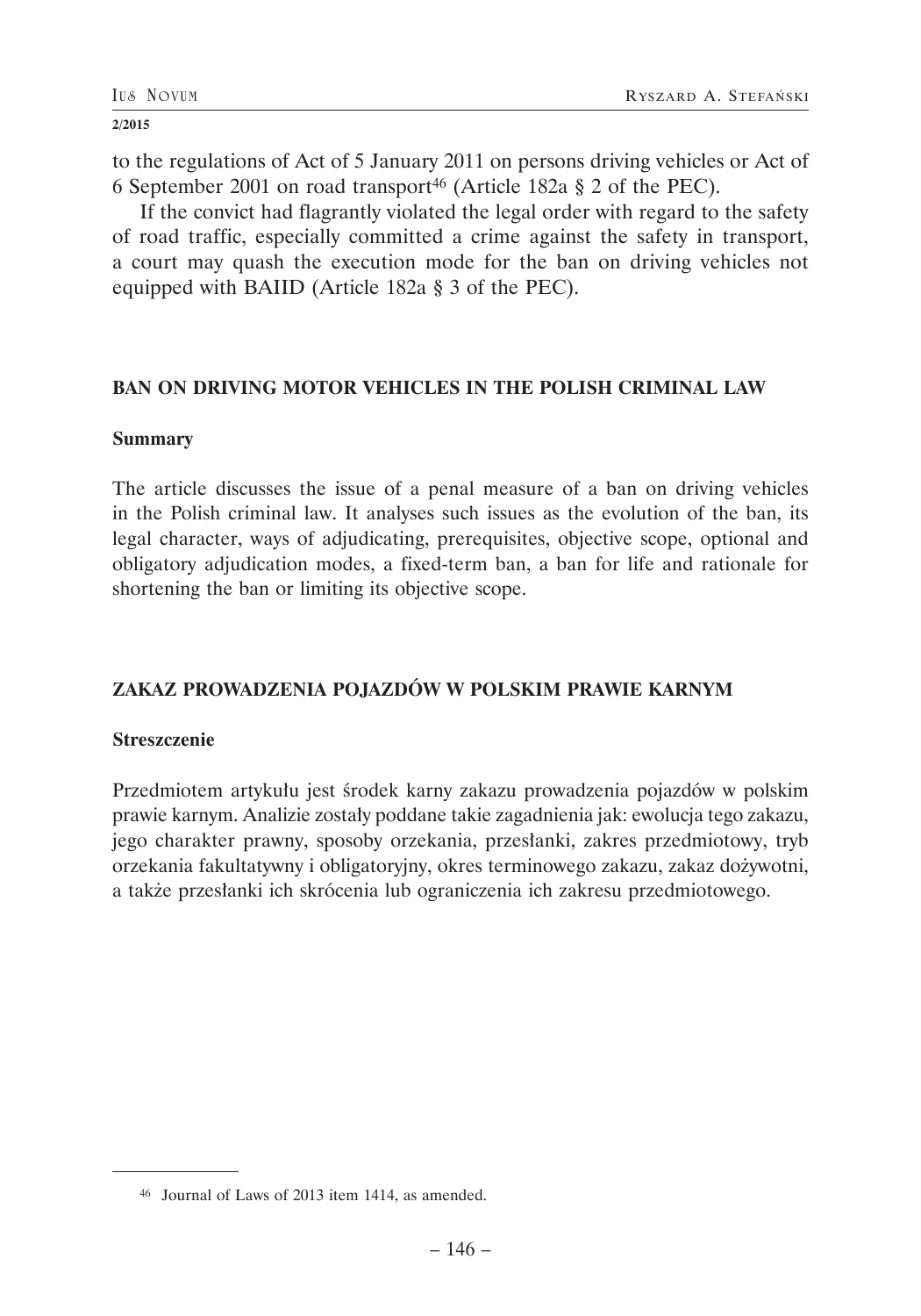to the regulations of Act of 5 January 2011 on persons driving vehicles or Act of 6 September 2001 on road transport[46] (Article 182a § 2 of the PEC).

If the convict had flagrantly violated the legal order with regard to the safety of road traffic, especially committed a crime against the safety in transport, a court may quash the execution mode for the ban on driving vehicles not equipped with BAIID (Article 182a § 3 of the PEC).

## BAN ON DRIVING MOTOR VEHICLES IN THE POLISH CRIMINAL LAW

### Summary

The article discusses the issue of a penal measure of a ban on driving vehicles in the Polish criminal law. It analyses such issues as the evolution of the ban, its legal character, ways of adjudicating, prerequisites, objective scope, optional and obligatory adjudication modes, a fixed-term ban, a ban for life and rationale for shortening the ban or limiting its objective scope.

## ZAKAZ PROWADZENIA POJAZDÓW W POLSKIM PRAWIE KARNYM

### Streszczenie

Przedmiotem artykułu jest środek karny zakazu prowadzenia pojazdów w polskim prawie karnym. Analizie zostały poddane takie zagadnienia jak: ewolucja tego zakazu, jego charakter prawny, sposoby orzekania, przesłanki, zakres przedmiotowy, tryb orzekania fakultatywny i obligatoryjny, okres terminowego zakazu, zakaz dożywotni, a także przesłanki ich skrócenia lub ograniczenia ich zakresu przedmiotowego.

---

[46] Journal of Laws of 2013 item 1414, as amended.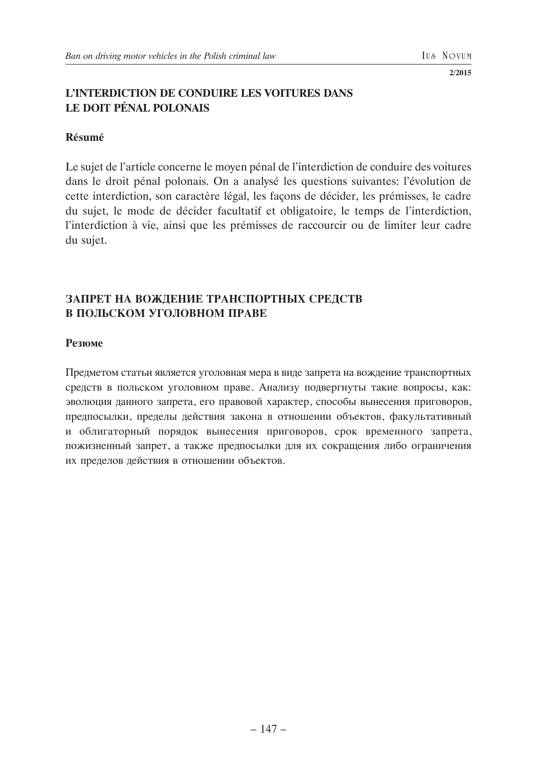## L'INTERDICTION DE CONDUIRE LES VOITURES DANS LE DOIT PÉNAL POLONAIS

### Résumé

Le sujet de l'article concerne le moyen pénal de l'interdiction de conduire des voitures dans le droit pénal polonais. On a analysé les questions suivantes: l'évolution de cette interdiction, son caractère légal, les façons de décider, les prémisses, le cadre du sujet, le mode de décider facultatif et obligatoire, le temps de l'interdiction, l'interdiction à vie, ainsi que les prémisses de raccourcir ou de limiter leur cadre du sujet.

## ЗАПРЕТ НА ВОЖДЕНИЕ ТРАНСПОРТНЫХ СРЕДСТВ В ПОЛЬСКОМ УГОЛОВНОМ ПРАВЕ

### Резюме

Предметом статьи является уголовная мера в виде запрета на вождение транспортных средств в польском уголовном праве. Анализу подвергнуты такие вопросы, как: эволюция данного запрета, его правовой характер, способы вынесения приговоров, предпосылки, пределы действия закона в отношении объектов, факультативный и облигаторный порядок вынесения приговоров, срок временного запрета, пожизненный запрет, а также предпосылки для их сокращения либо ограничения их пределов действия в отношении объектов.